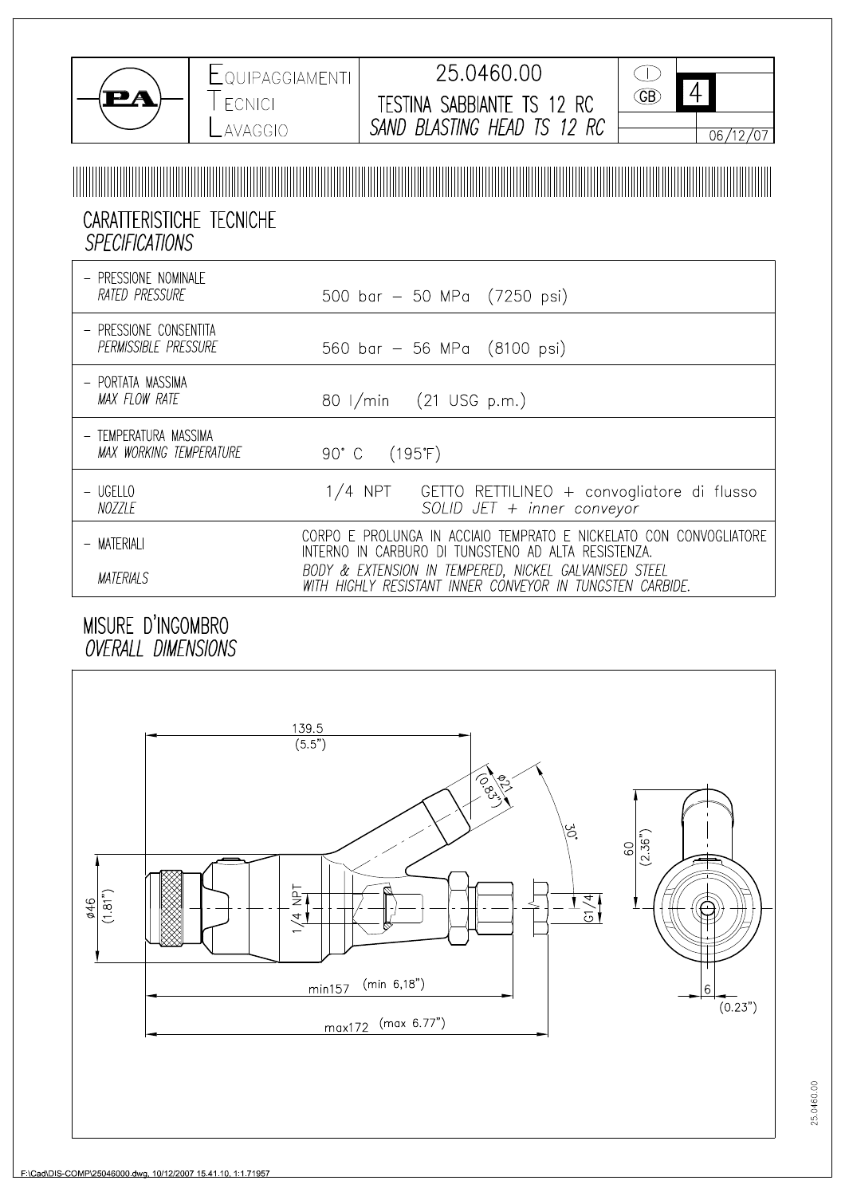| | | | |
|---|---|---|---|
| PA | EQUIPAGGIAMENTI TECNICI LAVAGGIO | 25.0460.00 TESTINA SABBIANTE TS 12 RC *SAND BLASTING HEAD TS 12 RC* | I GB 4 06/12/07 |

## CARATTERISTICHE TECNICHE
## *SPECIFICATIONS*

| | |
|---|---|
| - PRESSIONE NOMINALE *RATED PRESSURE* | 500 bar – 50 MPa (7250 psi) |
| - PRESSIONE CONSENTITA *PERMISSIBLE PRESSURE* | 560 bar – 56 MPa (8100 psi) |
| - PORTATA MASSIMA *MAX FLOW RATE* | 80 l/min (21 USG p.m.) |
| - TEMPERATURA MASSIMA *MAX WORKING TEMPERATURE* | 90° C (195°F) |
| - UGELLO *NOZZLE* | 1/4 NPT GETTO RETTILINEO + convogliatore di flusso *SOLID JET + inner conveyor* |
| - MATERIALI *MATERIALS* | CORPO E PROLUNGA IN ACCIAIO TEMPRATO E NICKELATO CON CONVOGLIATORE INTERNO IN CARBURO DI TUNGSTENO AD ALTA RESISTENZA. *BODY & EXTENSION IN TEMPERED, NICKEL GALVANISED STEEL WITH HIGHLY RESISTANT INNER CONVEYOR IN TUNCSTEN CARBIDE.* |

## MISURE D'INGOMBRO
## *OVERALL DIMENSIONS*

139.5 (5.5")

Ø21 (0.83")

30°

60 (2.36")

Ø46 (1.81")

1/4 NPT

G1/4

min157 (min 6,18")

max172 (max 6.77")

6 (0.23")

F:\Cad\DIS-COMP\25046000.dwg, 10/12/2007 15.41.10, 1:1.71957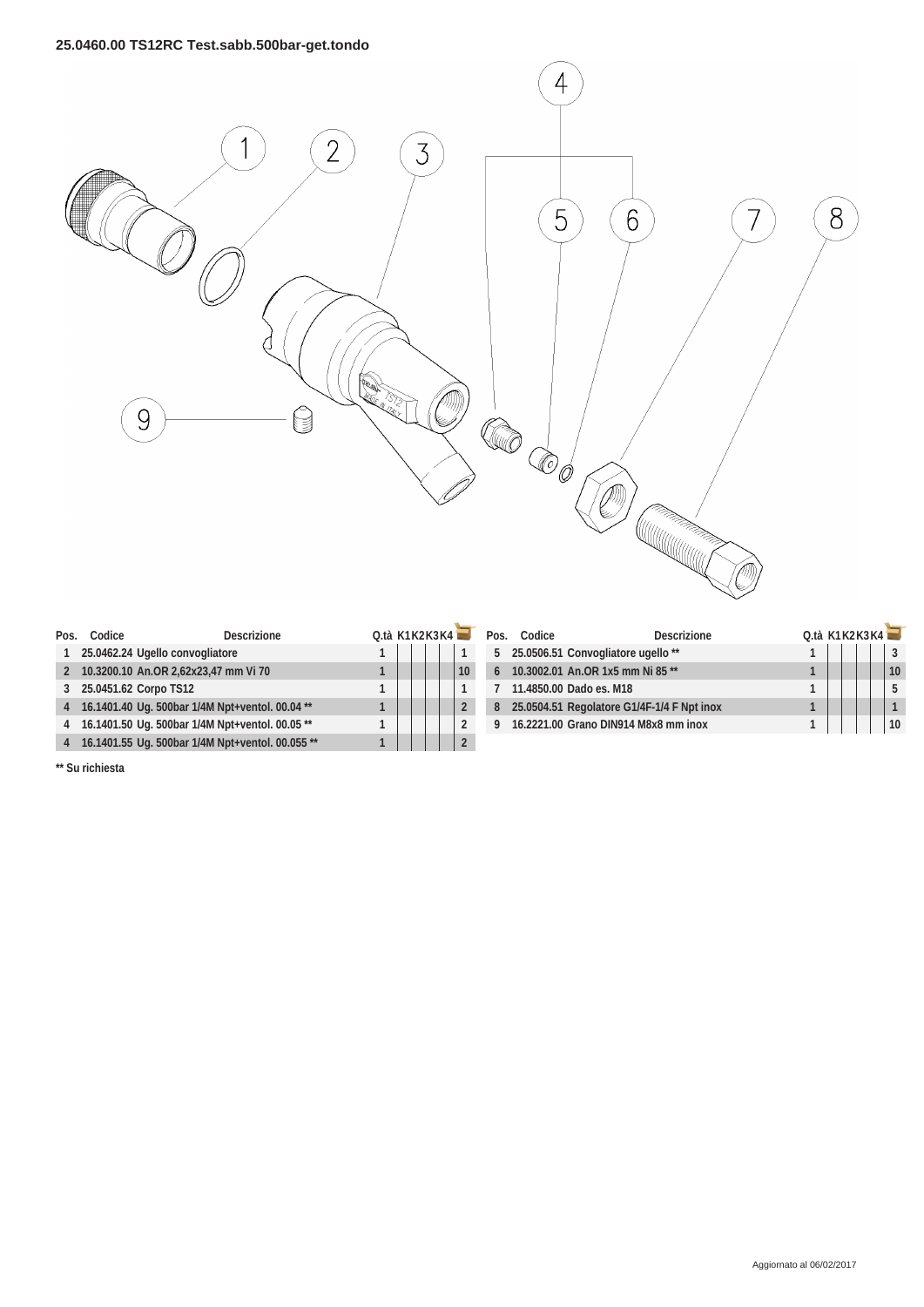## 25.0460.00 TS12RC Test.sabb.500bar-get.tondo

| Pos. | Codice | Descrizione | Q.tà | K1 | K2 | K3 | K4 | |
|---|---|---|---|---|---|---|---|---|
| 1 | 25.0462.24 | Ugello convogliatore | 1 | | | | | 1 |
| 2 | 10.3200.10 | An.OR 2,62x23,47 mm Vi 70 | 1 | | | | | 10 |
| 3 | 25.0451.62 | Corpo TS12 | 1 | | | | | 1 |
| 4 | 16.1401.40 | Ug. 500bar 1/4M Npt+ventol. 00.04 ** | 1 | | | | | 2 |
| 4 | 16.1401.50 | Ug. 500bar 1/4M Npt+ventol. 00.05 ** | 1 | | | | | 2 |
| 4 | 16.1401.55 | Ug. 500bar 1/4M Npt+ventol. 00.055 ** | 1 | | | | | 2 |
| 5 | 25.0506.51 | Convogliatore ugello ** | 1 | | | | | 3 |
| 6 | 10.3002.01 | An.OR 1x5 mm Ni 85 ** | 1 | | | | | 10 |
| 7 | 11.4850.00 | Dado es. M18 | 1 | | | | | 5 |
| 8 | 25.0504.51 | Regolatore G1/4F-1/4 F Npt inox | 1 | | | | | 1 |
| 9 | 16.2221.00 | Grano DIN914 M8x8 mm inox | 1 | | | | | 10 |

** Su richiesta

Aggiornato al 06/02/2017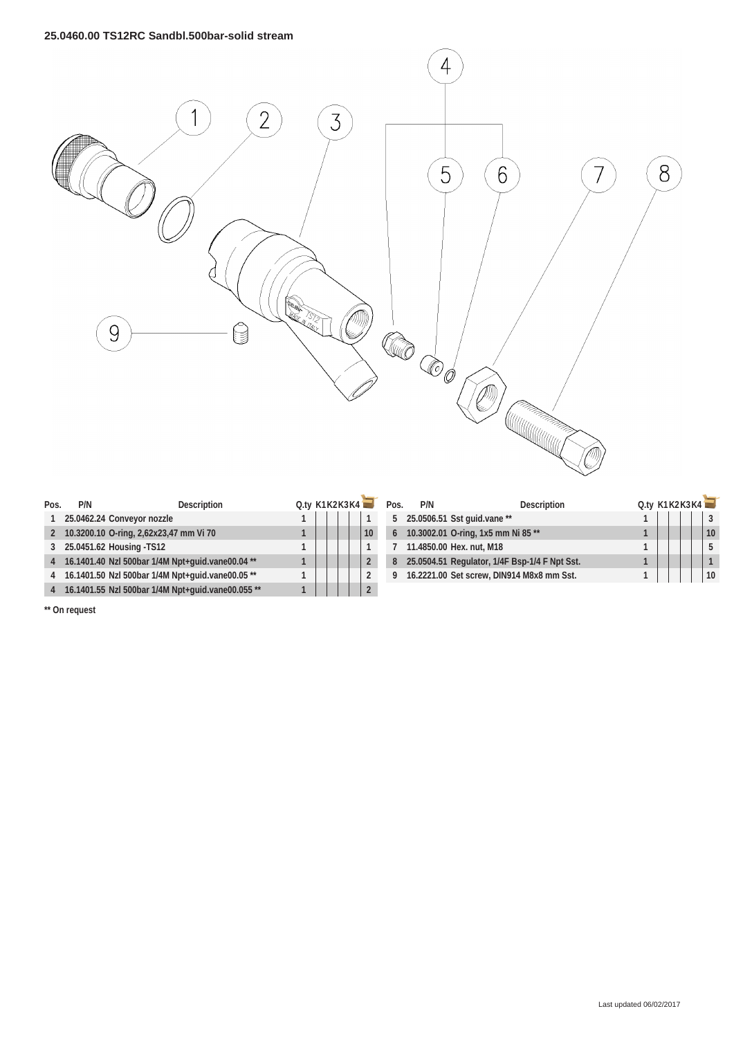**25.0460.00 TS12RC Sandbl.500bar-solid stream**

1
2
3
4
5
6
7
8
9

| Pos. | P/N | Description | Q.ty | K1 | K2 | K3 | K4 | |
|---|---|---|---|---|---|---|---|---|
| 1 | 25.0462.24 | Conveyor nozzle | 1 | | | | | 1 |
| 2 | 10.3200.10 | O-ring, 2,62x23,47 mm Vi 70 | 1 | | | | | 10 |
| 3 | 25.0451.62 | Housing -TS12 | 1 | | | | | 1 |
| 4 | 16.1401.40 | Nzl 500bar 1/4M Npt+guid.vane00.04 ** | 1 | | | | | 2 |
| 4 | 16.1401.50 | Nzl 500bar 1/4M Npt+guid.vane00.05 ** | 1 | | | | | 2 |
| 4 | 16.1401.55 | Nzl 500bar 1/4M Npt+guid.vane00.055 ** | 1 | | | | | 2 |
| 5 | 25.0506.51 | Sst guid.vane ** | 1 | | | | | 3 |
| 6 | 10.3002.01 | O-ring, 1x5 mm Ni 85 ** | 1 | | | | | 10 |
| 7 | 11.4850.00 | Hex. nut, M18 | 1 | | | | | 5 |
| 8 | 25.0504.51 | Regulator, 1/4F Bsp-1/4 F Npt Sst. | 1 | | | | | 1 |
| 9 | 16.2221.00 | Set screw, DIN914 M8x8 mm Sst. | 1 | | | | | 10 |

** On request

Last updated 06/02/2017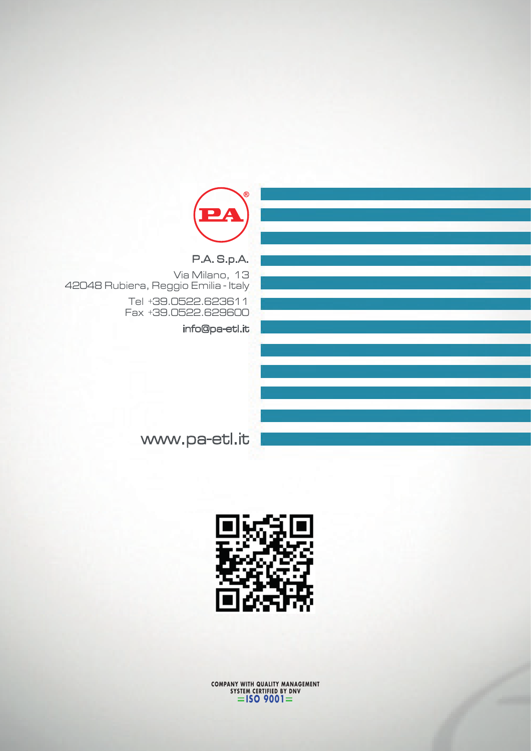PA®

**P.A. S.p.A.**

Via Milano, 13
42048 Rubiera, Reggio Emilia - Italy

Tel +39.0522.623611
Fax +39.0522.629600

info@pa-etl.it

www.pa-etl.it

COMPANY WITH QUALITY MANAGEMENT
SYSTEM CERTIFIED BY DNV
=ISO 9001=